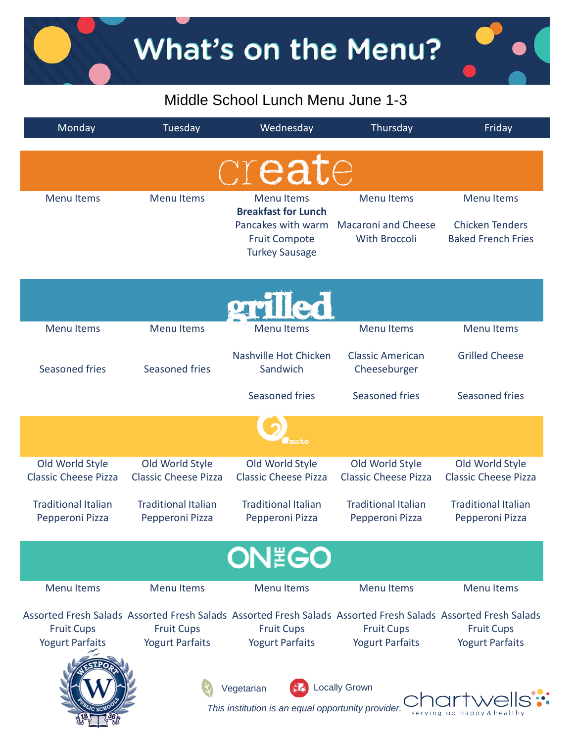# What's on the Menu?

## Middle School Lunch Menu June 1-3

| Monday | Tuesday | Wednesday | Thursday | Friday |
|---|---|---|---|---|
| **create** | | | | |
| Menu Items | Menu Items | Menu Items<br>**Breakfast for Lunch**<br>Pancakes with warm Fruit Compote<br>Turkey Sausage | Menu Items<br>Macaroni and Cheese With Broccoli | Menu Items<br>Chicken Tenders<br>Baked French Fries |
| **grilled** | | | | |
| Menu Items<br>Seasoned fries | Menu Items<br>Seasoned fries | Menu Items<br>Nashville Hot Chicken Sandwich<br>Seasoned fries | Menu Items<br>Classic American Cheeseburger<br>Seasoned fries | Menu Items<br>Grilled Cheese<br>Seasoned fries |
| **mato** | | | | |
| Old World Style Classic Cheese Pizza<br>Traditional Italian Pepperoni Pizza | Old World Style Classic Cheese Pizza<br>Traditional Italian Pepperoni Pizza | Old World Style Classic Cheese Pizza<br>Traditional Italian Pepperoni Pizza | Old World Style Classic Cheese Pizza<br>Traditional Italian Pepperoni Pizza | Old World Style Classic Cheese Pizza<br>Traditional Italian Pepperoni Pizza |
| **ON THE GO** | | | | |
| Menu Items<br>Assorted Fresh Salads<br>Fruit Cups<br>Yogurt Parfaits | Menu Items<br>Assorted Fresh Salads<br>Fruit Cups<br>Yogurt Parfaits | Menu Items<br>Assorted Fresh Salads<br>Fruit Cups<br>Yogurt Parfaits | Menu Items<br>Assorted Fresh Salads<br>Fruit Cups<br>Yogurt Parfaits | Menu Items<br>Assorted Fresh Salads<br>Fruit Cups<br>Yogurt Parfaits |

Westport Public Schools 1836

Vegetarian    Locally Grown

*This institution is an equal opportunity provider.*

chartwells — serving up happy & healthy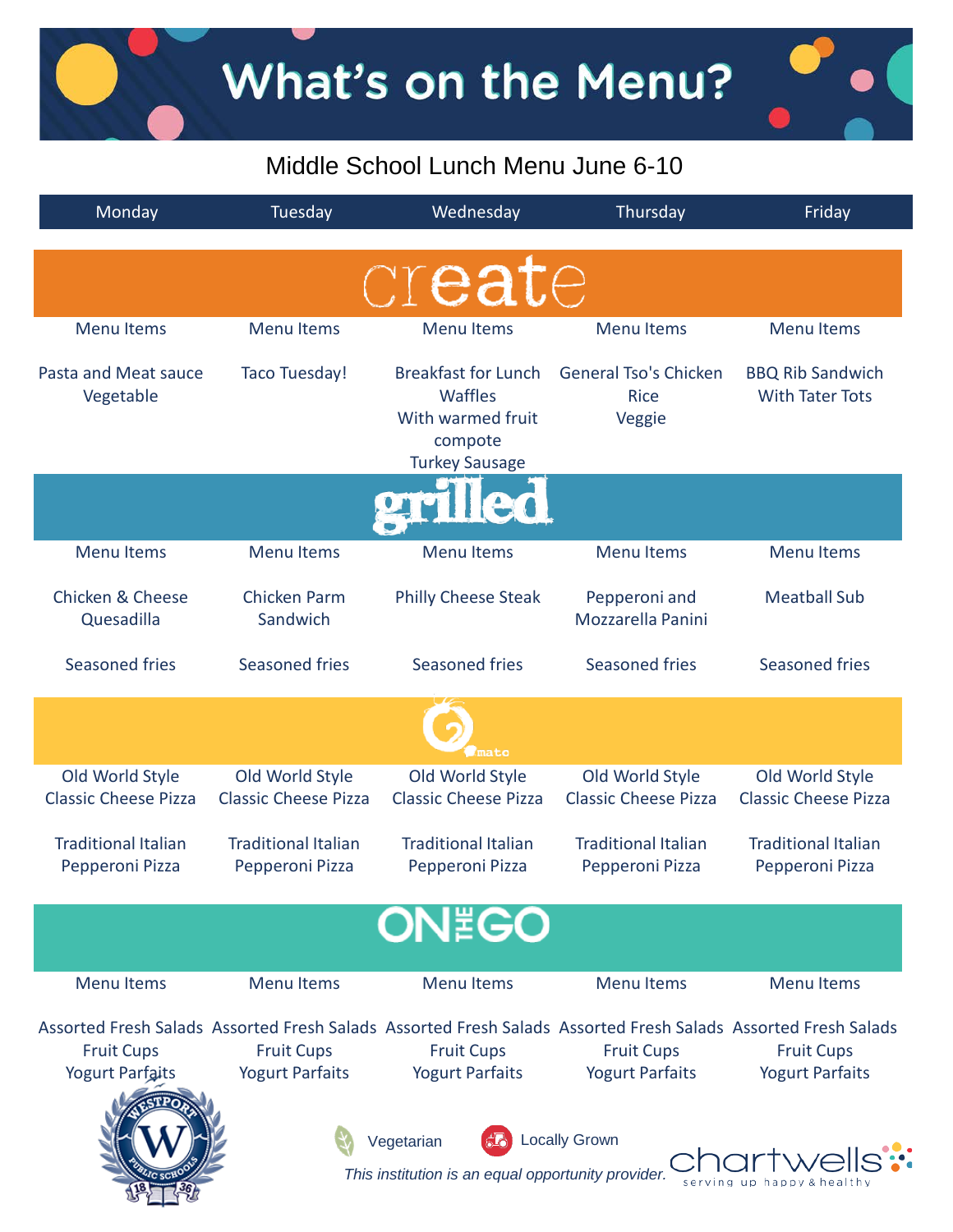# What's on the Menu?

## Middle School Lunch Menu June 6-10

| Monday | Tuesday | Wednesday | Thursday | Friday |
|---|---|---|---|---|
| **create** | | | | |
| Menu Items | Menu Items | Menu Items | Menu Items | Menu Items |
| Pasta and Meat sauce<br>Vegetable | Taco Tuesday! | Breakfast for Lunch<br>Waffles<br>With warmed fruit compote<br>Turkey Sausage | General Tso's Chicken<br>Rice<br>Veggie | BBQ Rib Sandwich<br>With Tater Tots |
| **grilled** | | | | |
| Menu Items | Menu Items | Menu Items | Menu Items | Menu Items |
| Chicken & Cheese Quesadilla | Chicken Parm Sandwich | Philly Cheese Steak | Pepperoni and Mozzarella Panini | Meatball Sub |
| Seasoned fries | Seasoned fries | Seasoned fries | Seasoned fries | Seasoned fries |
| **Tomato** | | | | |
| Old World Style Classic Cheese Pizza | Old World Style Classic Cheese Pizza | Old World Style Classic Cheese Pizza | Old World Style Classic Cheese Pizza | Old World Style Classic Cheese Pizza |
| Traditional Italian Pepperoni Pizza | Traditional Italian Pepperoni Pizza | Traditional Italian Pepperoni Pizza | Traditional Italian Pepperoni Pizza | Traditional Italian Pepperoni Pizza |
| **ON THE GO** | | | | |
| Menu Items | Menu Items | Menu Items | Menu Items | Menu Items |
| Assorted Fresh Salads<br>Fruit Cups<br>Yogurt Parfaits | Assorted Fresh Salads<br>Fruit Cups<br>Yogurt Parfaits | Assorted Fresh Salads<br>Fruit Cups<br>Yogurt Parfaits | Assorted Fresh Salads<br>Fruit Cups<br>Yogurt Parfaits | Assorted Fresh Salads<br>Fruit Cups<br>Yogurt Parfaits |

Westport Public Schools 1836

Vegetarian    Locally Grown

*This institution is an equal opportunity provider.*

chartwells — serving up happy & healthy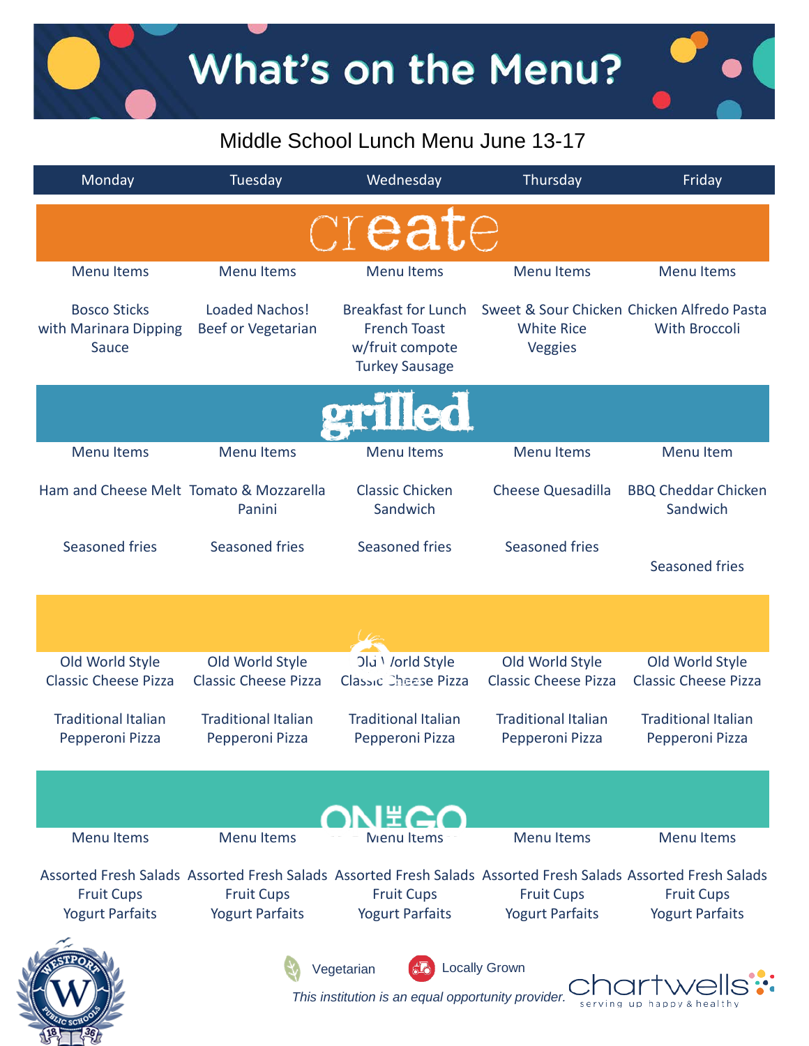# What's on the Menu?

## Middle School Lunch Menu June 13-17

| Monday | Tuesday | Wednesday | Thursday | Friday |
|---|---|---|---|---|
| **create** | | | | |
| Menu Items | Menu Items | Menu Items | Menu Items | Menu Items |
| Bosco Sticks with Marinara Dipping Sauce | Loaded Nachos! Beef or Vegetarian | Breakfast for Lunch French Toast w/fruit compote Turkey Sausage | Sweet & Sour Chicken White Rice Veggies | Chicken Alfredo Pasta With Broccoli |
| **grilled** | | | | |
| Menu Items | Menu Items | Menu Items | Menu Items | Menu Item |
| Ham and Cheese Melt | Tomato & Mozzarella Panini | Classic Chicken Sandwich | Cheese Quesadilla | BBQ Cheddar Chicken Sandwich |
| Seasoned fries | Seasoned fries | Seasoned fries | Seasoned fries | Seasoned fries |
| Old World Style Classic Cheese Pizza | Old World Style Classic Cheese Pizza | Old World Style Classic Cheese Pizza | Old World Style Classic Cheese Pizza | Old World Style Classic Cheese Pizza |
| Traditional Italian Pepperoni Pizza | Traditional Italian Pepperoni Pizza | Traditional Italian Pepperoni Pizza | Traditional Italian Pepperoni Pizza | Traditional Italian Pepperoni Pizza |
| **ON THE GO** | | | | |
| Menu Items | Menu Items | Menu Items | Menu Items | Menu Items |
| Assorted Fresh Salads Fruit Cups Yogurt Parfaits | Assorted Fresh Salads Fruit Cups Yogurt Parfaits | Assorted Fresh Salads Fruit Cups Yogurt Parfaits | Assorted Fresh Salads Fruit Cups Yogurt Parfaits | Assorted Fresh Salads Fruit Cups Yogurt Parfaits |

Vegetarian    Locally Grown

*This institution is an equal opportunity provider.*

chartwells — serving up happy & healthy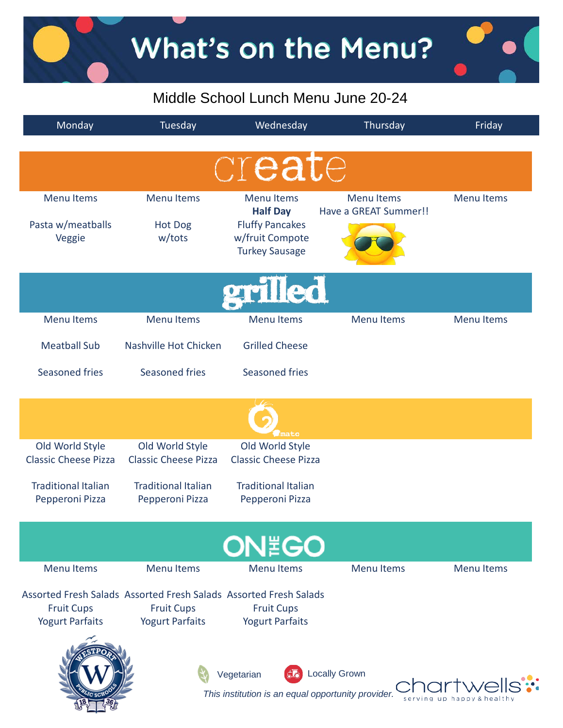# What's on the Menu?

## Middle School Lunch Menu June 20-24

| Monday | Tuesday | Wednesday | Thursday | Friday |
|---|---|---|---|---|
| **create** | | | | |
| Menu Items | Menu Items | Menu Items | Menu Items | Menu Items |
| Pasta w/meatballs<br>Veggie | Hot Dog<br>w/tots | **Half Day**<br>Fluffy Pancakes<br>w/fruit Compote<br>Turkey Sausage | Have a GREAT Summer!! | |
| **grilled** | | | | |
| Menu Items | Menu Items | Menu Items | Menu Items | Menu Items |
| Meatball Sub<br><br>Seasoned fries | Nashville Hot Chicken<br><br>Seasoned fries | Grilled Cheese<br><br>Seasoned fries | | |
| **Pomato** | | | | |
| Old World Style Classic Cheese Pizza<br><br>Traditional Italian Pepperoni Pizza | Old World Style Classic Cheese Pizza<br><br>Traditional Italian Pepperoni Pizza | Old World Style Classic Cheese Pizza<br><br>Traditional Italian Pepperoni Pizza | | |
| **ON THE GO** | | | | |
| Menu Items | Menu Items | Menu Items | Menu Items | Menu Items |
| Assorted Fresh Salads<br>Fruit Cups<br>Yogurt Parfaits | Assorted Fresh Salads<br>Fruit Cups<br>Yogurt Parfaits | Assorted Fresh Salads<br>Fruit Cups<br>Yogurt Parfaits | | |

Westport Public Schools 1836

Vegetarian    Locally Grown

*This institution is an equal opportunity provider.*

chartwells — serving up happy & healthy